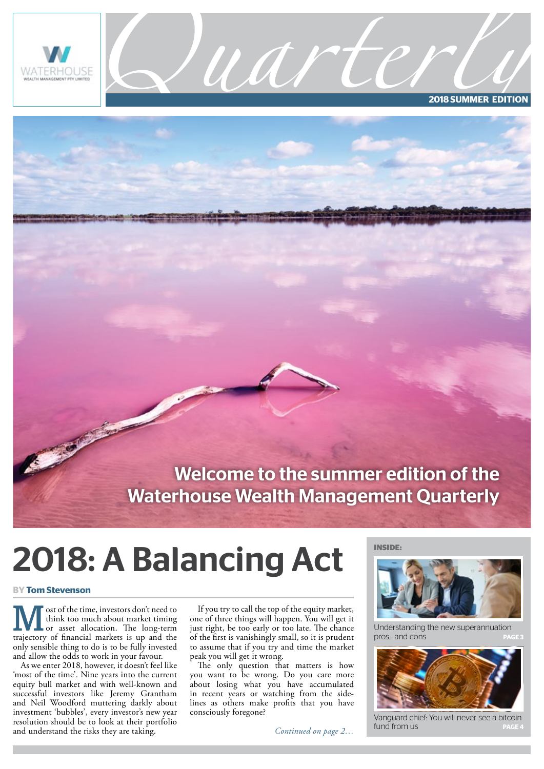# Quarterly

**2018 SUMMER EDITION**

WATERHOUSE WEALTH MANAGEMENT PTY LIMITED

## Welcome to the summer edition of the Waterhouse Wealth Management Quarterly

# 2018: A Balancing Act

**BY Tom Stevenson**

Most of the time, investors don't need to think too much about market timing or asset allocation. The long-term trajectory of financial markets is up and the only sensible thing to do is to be fully invested and allow the odds to work in your favour.

As we enter 2018, however, it doesn't feel like 'most of the time'. Nine years into the current equity bull market and with well-known and successful investors like Jeremy Grantham and Neil Woodford muttering darkly about investment 'bubbles', every investor's new year resolution should be to look at their portfolio and understand the risks they are taking.

If you try to call the top of the equity market, one of three things will happen. You will get it just right, be too early or too late. The chance of the first is vanishingly small, so it is prudent to assume that if you try and time the market peak you will get it wrong.

The only question that matters is how you want to be wrong. Do you care more about losing what you have accumulated in recent years or watching from the side-lines as others make profits that you have consciously foregone?

*Continued on page 2…*

**INSIDE:**

Understanding the new superannuation pros... and cons **PAGE 3**

Vanguard chief: You will never see a bitcoin fund from us **PAGE 4**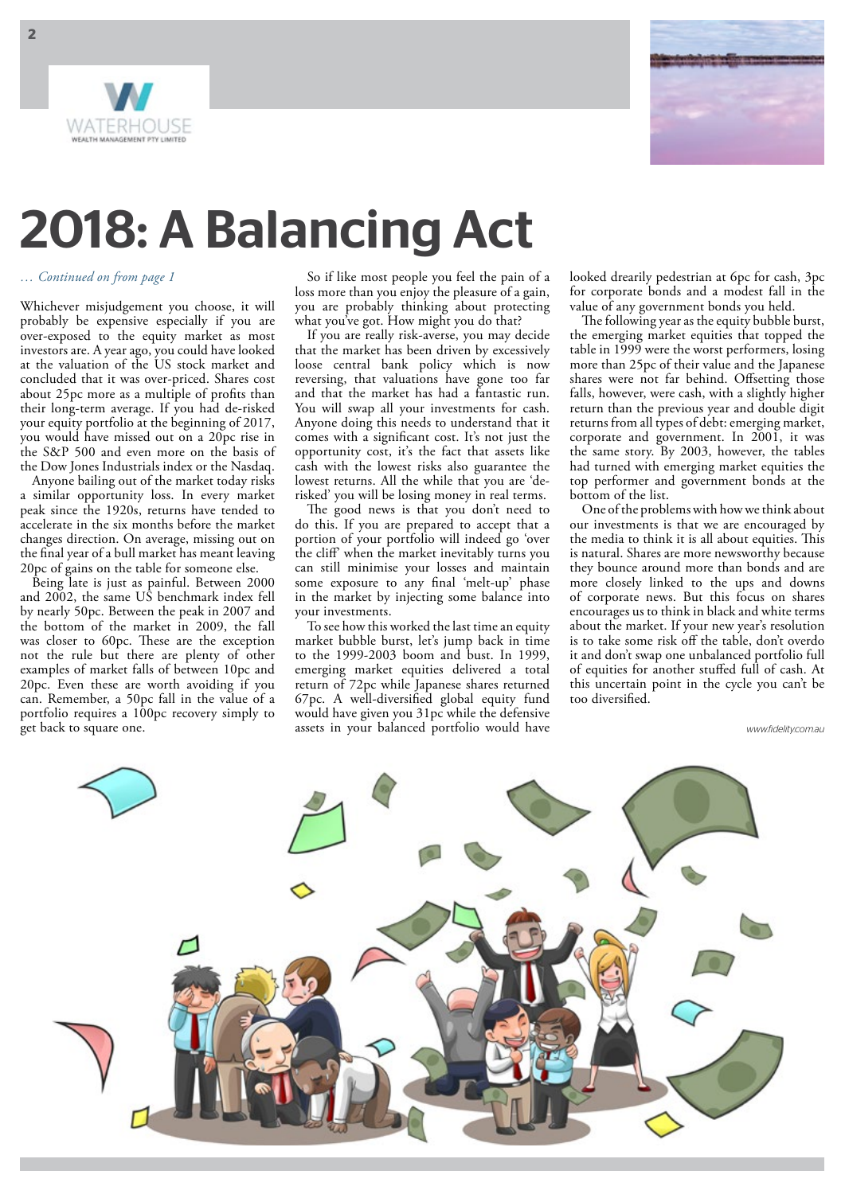# 2018: A Balancing Act

*… Continued on from page 1*

Whichever misjudgement you choose, it will probably be expensive especially if you are over-exposed to the equity market as most investors are. A year ago, you could have looked at the valuation of the US stock market and concluded that it was over-priced. Shares cost about 25pc more as a multiple of profits than their long-term average. If you had de-risked your equity portfolio at the beginning of 2017, you would have missed out on a 20pc rise in the S&P 500 and even more on the basis of the Dow Jones Industrials index or the Nasdaq.

Anyone bailing out of the market today risks a similar opportunity loss. In every market peak since the 1920s, returns have tended to accelerate in the six months before the market changes direction. On average, missing out on the final year of a bull market has meant leaving 20pc of gains on the table for someone else.

Being late is just as painful. Between 2000 and 2002, the same US benchmark index fell by nearly 50pc. Between the peak in 2007 and the bottom of the market in 2009, the fall was closer to 60pc. These are the exception not the rule but there are plenty of other examples of market falls of between 10pc and 20pc. Even these are worth avoiding if you can. Remember, a 50pc fall in the value of a portfolio requires a 100pc recovery simply to get back to square one.

So if like most people you feel the pain of a loss more than you enjoy the pleasure of a gain, you are probably thinking about protecting what you've got. How might you do that?

If you are really risk-averse, you may decide that the market has been driven by excessively loose central bank policy which is now reversing, that valuations have gone too far and that the market has had a fantastic run. Anyone doing this needs to understand that it comes with a significant cost. It's not just the opportunity cost, it's the fact that assets like cash with the lowest risks also guarantee the lowest returns. All the while that you are 'de-risked' you will be losing money in real terms.

The good news is that you don't need to do this. If you are prepared to accept that a portion of your portfolio will indeed go 'over the cliff' when the market inevitably turns you can still minimise your losses and maintain some exposure to any final 'melt-up' phase in the market by injecting some balance into your investments.

To see how this worked the last time an equity market bubble burst, let's jump back in time to the 1999-2003 boom and bust. In 1999, emerging market equities delivered a total return of 72pc while Japanese shares returned 67pc. A well-diversified global equity fund would have given you 31pc while the defensive assets in your balanced portfolio would have looked drearily pedestrian at 6pc for cash, 3pc for corporate bonds and a modest fall in the value of any government bonds you held.

The following year as the equity bubble burst, the emerging market equities that topped the table in 1999 were the worst performers, losing more than 25pc of their value and the Japanese shares were not far behind. Offsetting those falls, however, were cash, with a slightly higher return than the previous year and double digit returns from all types of debt: emerging market, corporate and government. In 2001, it was the same story. By 2003, however, the tables had turned with emerging market equities the top performer and government bonds at the bottom of the list.

One of the problems with how we think about our investments is that we are encouraged by the media to think it is all about equities. This is natural. Shares are more newsworthy because they bounce around more than bonds and are more closely linked to the ups and downs of corporate news. But this focus on shares encourages us to think in black and white terms about the market. If your new year's resolution is to take some risk off the table, don't overdo it and don't swap one unbalanced portfolio full of equities for another stuffed full of cash. At this uncertain point in the cycle you can't be too diversified.

*www.fidelity.com.au*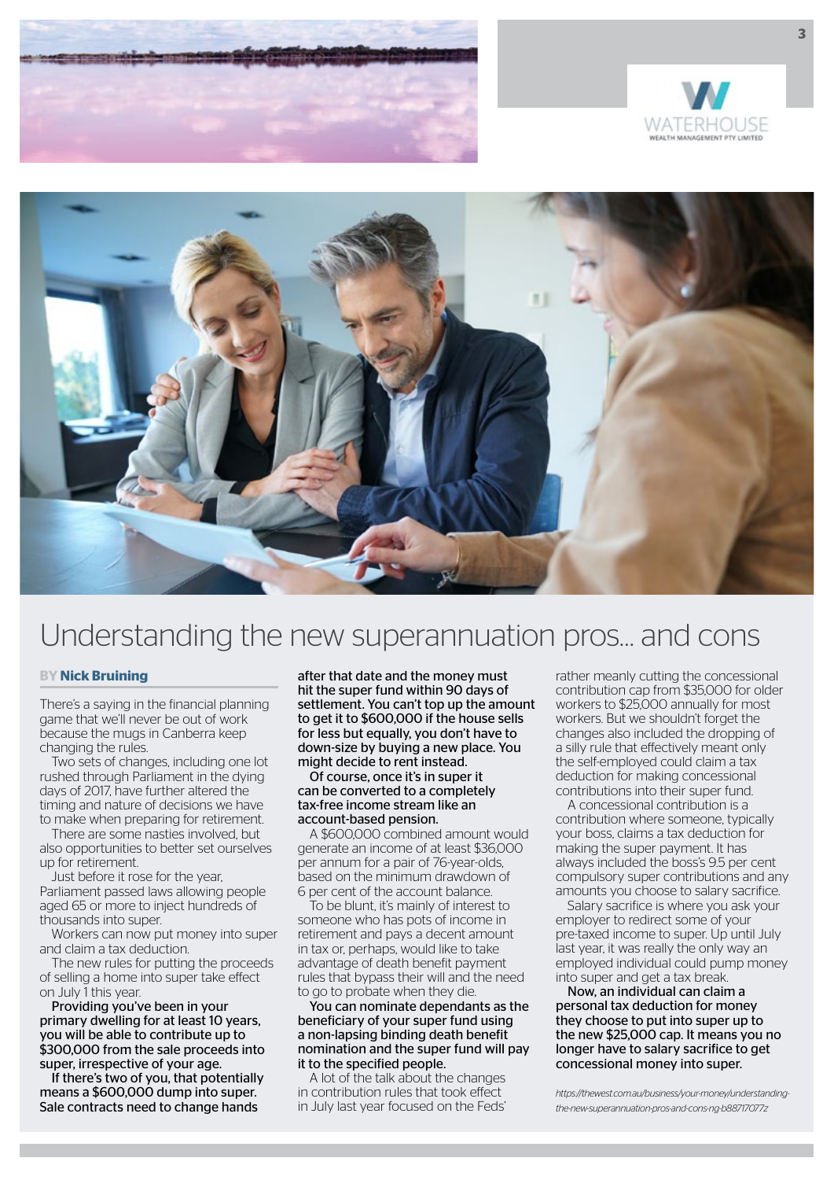# Understanding the new superannuation pros... and cons

BY **Nick Bruining**

There's a saying in the financial planning game that we'll never be out of work because the mugs in Canberra keep changing the rules.

Two sets of changes, including one lot rushed through Parliament in the dying days of 2017, have further altered the timing and nature of decisions we have to make when preparing for retirement.

There are some nasties involved, but also opportunities to better set ourselves up for retirement.

Just before it rose for the year, Parliament passed laws allowing people aged 65 or more to inject hundreds of thousands into super.

Workers can now put money into super and claim a tax deduction.

The new rules for putting the proceeds of selling a home into super take effect on July 1 this year.

**Providing you've been in your primary dwelling for at least 10 years, you will be able to contribute up to $300,000 from the sale proceeds into super, irrespective of your age.**

**If there's two of you, that potentially means a $600,000 dump into super. Sale contracts need to change hands after that date and the money must hit the super fund within 90 days of settlement. You can't top up the amount to get it to $600,000 if the house sells for less but equally, you don't have to down-size by buying a new place. You might decide to rent instead.**

**Of course, once it's in super it can be converted to a completely tax-free income stream like an account-based pension.**

A $600,000 combined amount would generate an income of at least $36,000 per annum for a pair of 76-year-olds, based on the minimum drawdown of 6 per cent of the account balance.

To be blunt, it's mainly of interest to someone who has pots of income in retirement and pays a decent amount in tax or, perhaps, would like to take advantage of death benefit payment rules that bypass their will and the need to go to probate when they die.

**You can nominate dependants as the beneficiary of your super fund using a non-lapsing binding death benefit nomination and the super fund will pay it to the specified people.**

A lot of the talk about the changes in contribution rules that took effect in July last year focused on the Feds' rather meanly cutting the concessional contribution cap from $35,000 for older workers to $25,000 annually for most workers. But we shouldn't forget the changes also included the dropping of a silly rule that effectively meant only the self-employed could claim a tax deduction for making concessional contributions into their super fund.

A concessional contribution is a contribution where someone, typically your boss, claims a tax deduction for making the super payment. It has always included the boss's 9.5 per cent compulsory super contributions and any amounts you choose to salary sacrifice.

Salary sacrifice is where you ask your employer to redirect some of your pre-taxed income to super. Up until July last year, it was really the only way an employed individual could pump money into super and get a tax break.

**Now, an individual can claim a personal tax deduction for money they choose to put into super up to the new $25,000 cap. It means you no longer have to salary sacrifice to get concessional money into super.**

*https://thewest.com.au/business/your-money/understanding-the-new-superannuation-pros-and-cons-ng-b88717077z*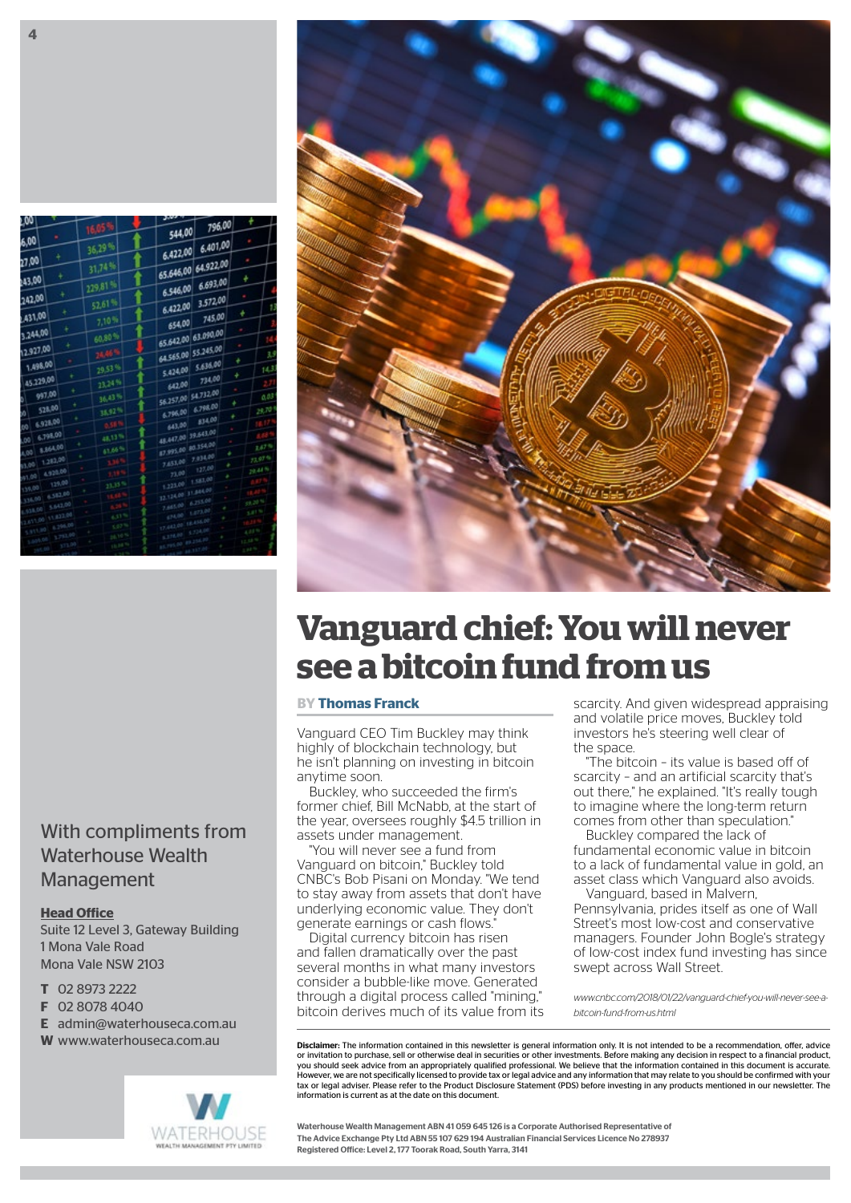# Vanguard chief: You will never see a bitcoin fund from us

BY **Thomas Franck**

Vanguard CEO Tim Buckley may think highly of blockchain technology, but he isn't planning on investing in bitcoin anytime soon.

Buckley, who succeeded the firm's former chief, Bill McNabb, at the start of the year, oversees roughly $4.5 trillion in assets under management.

"You will never see a fund from Vanguard on bitcoin," Buckley told CNBC's Bob Pisani on Monday. "We tend to stay away from assets that don't have underlying economic value. They don't generate earnings or cash flows."

Digital currency bitcoin has risen and fallen dramatically over the past several months in what many investors consider a bubble-like move. Generated through a digital process called "mining," bitcoin derives much of its value from its scarcity. And given widespread appraising and volatile price moves, Buckley told investors he's steering well clear of the space.

"The bitcoin – its value is based off of scarcity – and an artificial scarcity that's out there," he explained. "It's really tough to imagine where the long-term return comes from other than speculation."

Buckley compared the lack of fundamental economic value in bitcoin to a lack of fundamental value in gold, an asset class which Vanguard also avoids.

Vanguard, based in Malvern, Pennsylvania, prides itself as one of Wall Street's most low-cost and conservative managers. Founder John Bogle's strategy of low-cost index fund investing has since swept across Wall Street.

*www.cnbc.com/2018/01/22/vanguard-chief-you-will-never-see-a-bitcoin-fund-from-us.html*

With compliments from Waterhouse Wealth Management

**Head Office**
Suite 12 Level 3, Gateway Building
1 Mona Vale Road
Mona Vale NSW 2103

**T** 02 8973 2222
**F** 02 8078 4040
**E** admin@waterhouseca.com.au
**W** www.waterhouseca.com.au

WATERHOUSE
WEALTH MANAGEMENT PTY LIMITED

**Disclaimer:** The information contained in this newsletter is general information only. It is not intended to be a recommendation, offer, advice or invitation to purchase, sell or otherwise deal in securities or other investments. Before making any decision in respect to a financial product, you should seek advice from an appropriately qualified professional. We believe that the information contained in this document is accurate. However, we are not specifically licensed to provide tax or legal advice and any information that may relate to you should be confirmed with your tax or legal adviser. Please refer to the Product Disclosure Statement (PDS) before investing in any products mentioned in our newsletter. The information is current as at the date on this document.

Waterhouse Wealth Management ABN 41 059 645 126 is a Corporate Authorised Representative of The Advice Exchange Pty Ltd ABN 55 107 629 194 Australian Financial Services Licence No 278937
Registered Office: Level 2, 177 Toorak Road, South Yarra, 3141